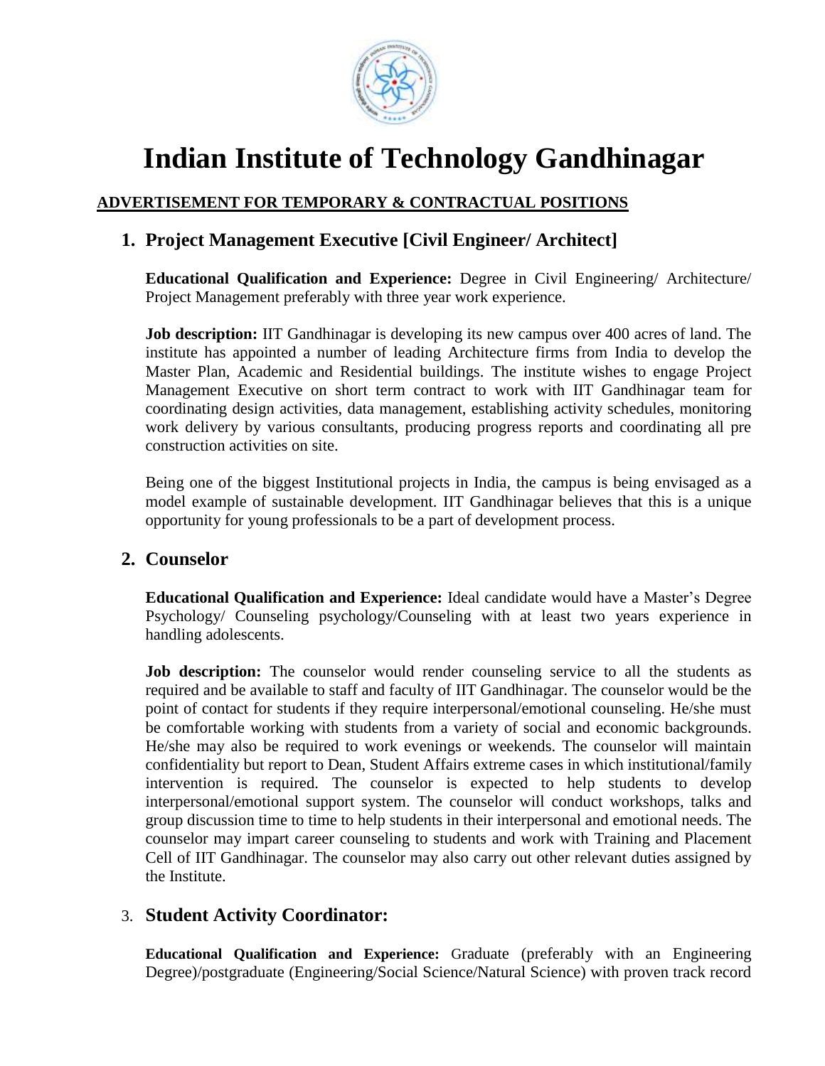# Indian Institute of Technology Gandhinagar

**ADVERTISEMENT FOR TEMPORARY & CONTRACTUAL POSITIONS**

## 1. Project Management Executive [Civil Engineer/ Architect]

**Educational Qualification and Experience:** Degree in Civil Engineering/ Architecture/ Project Management preferably with three year work experience.

**Job description:** IIT Gandhinagar is developing its new campus over 400 acres of land. The institute has appointed a number of leading Architecture firms from India to develop the Master Plan, Academic and Residential buildings. The institute wishes to engage Project Management Executive on short term contract to work with IIT Gandhinagar team for coordinating design activities, data management, establishing activity schedules, monitoring work delivery by various consultants, producing progress reports and coordinating all pre construction activities on site.

Being one of the biggest Institutional projects in India, the campus is being envisaged as a model example of sustainable development. IIT Gandhinagar believes that this is a unique opportunity for young professionals to be a part of development process.

## 2. Counselor

**Educational Qualification and Experience:** Ideal candidate would have a Master's Degree Psychology/ Counseling psychology/Counseling with at least two years experience in handling adolescents.

**Job description:** The counselor would render counseling service to all the students as required and be available to staff and faculty of IIT Gandhinagar. The counselor would be the point of contact for students if they require interpersonal/emotional counseling. He/she must be comfortable working with students from a variety of social and economic backgrounds. He/she may also be required to work evenings or weekends. The counselor will maintain confidentiality but report to Dean, Student Affairs extreme cases in which institutional/family intervention is required. The counselor is expected to help students to develop interpersonal/emotional support system. The counselor will conduct workshops, talks and group discussion time to time to help students in their interpersonal and emotional needs. The counselor may impart career counseling to students and work with Training and Placement Cell of IIT Gandhinagar. The counselor may also carry out other relevant duties assigned by the Institute.

## 3. Student Activity Coordinator:

**Educational Qualification and Experience:** Graduate (preferably with an Engineering Degree)/postgraduate (Engineering/Social Science/Natural Science) with proven track record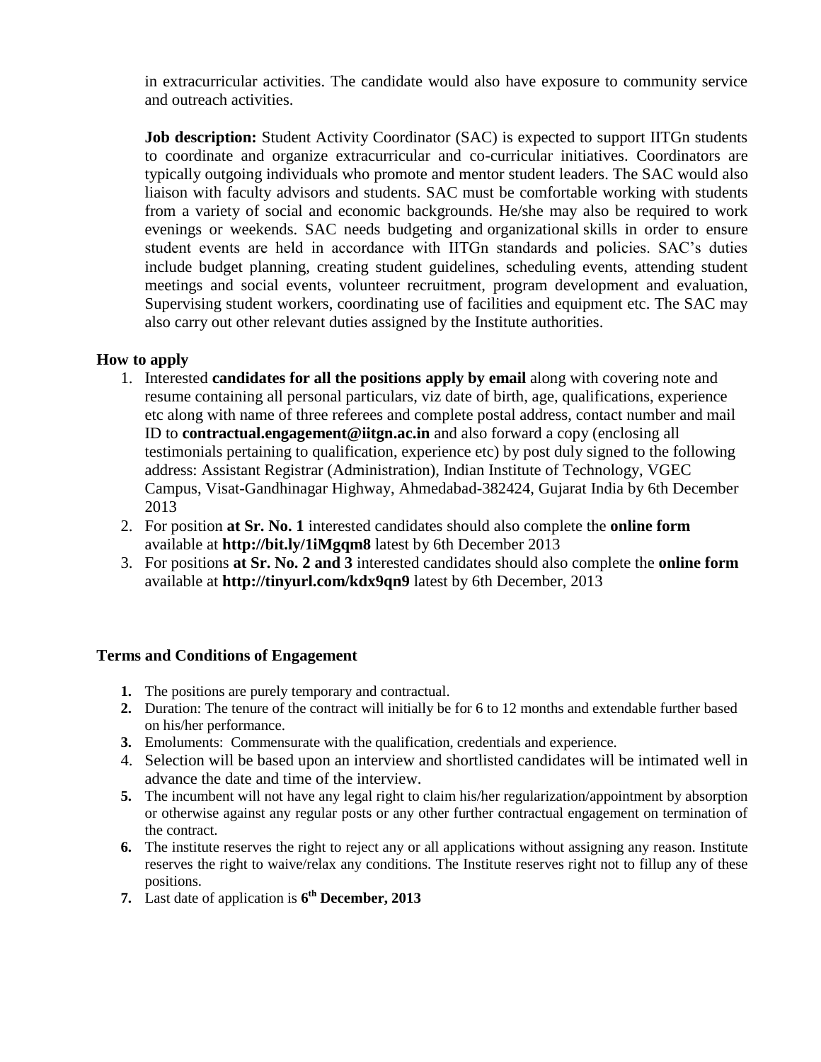in extracurricular activities. The candidate would also have exposure to community service and outreach activities.

**Job description:** Student Activity Coordinator (SAC) is expected to support IITGn students to coordinate and organize extracurricular and co-curricular initiatives. Coordinators are typically outgoing individuals who promote and mentor student leaders. The SAC would also liaison with faculty advisors and students. SAC must be comfortable working with students from a variety of social and economic backgrounds. He/she may also be required to work evenings or weekends. SAC needs budgeting and organizational skills in order to ensure student events are held in accordance with IITGn standards and policies. SAC's duties include budget planning, creating student guidelines, scheduling events, attending student meetings and social events, volunteer recruitment, program development and evaluation, Supervising student workers, coordinating use of facilities and equipment etc. The SAC may also carry out other relevant duties assigned by the Institute authorities.

## How to apply

1. Interested **candidates for all the positions apply by email** along with covering note and resume containing all personal particulars, viz date of birth, age, qualifications, experience etc along with name of three referees and complete postal address, contact number and mail ID to **contractual.engagement@iitgn.ac.in** and also forward a copy (enclosing all testimonials pertaining to qualification, experience etc) by post duly signed to the following address: Assistant Registrar (Administration), Indian Institute of Technology, VGEC Campus, Visat-Gandhinagar Highway, Ahmedabad-382424, Gujarat India by 6th December 2013
2. For position **at Sr. No. 1** interested candidates should also complete the **online form** available at **http://bit.ly/1iMgqm8** latest by 6th December 2013
3. For positions **at Sr. No. 2 and 3** interested candidates should also complete the **online form** available at **http://tinyurl.com/kdx9qn9** latest by 6th December, 2013

## Terms and Conditions of Engagement

1. The positions are purely temporary and contractual.
2. Duration: The tenure of the contract will initially be for 6 to 12 months and extendable further based on his/her performance.
3. Emoluments: Commensurate with the qualification, credentials and experience.
4. Selection will be based upon an interview and shortlisted candidates will be intimated well in advance the date and time of the interview.
5. The incumbent will not have any legal right to claim his/her regularization/appointment by absorption or otherwise against any regular posts or any other further contractual engagement on termination of the contract.
6. The institute reserves the right to reject any or all applications without assigning any reason. Institute reserves the right to waive/relax any conditions. The Institute reserves right not to fillup any of these positions.
7. Last date of application is **6th December, 2013**